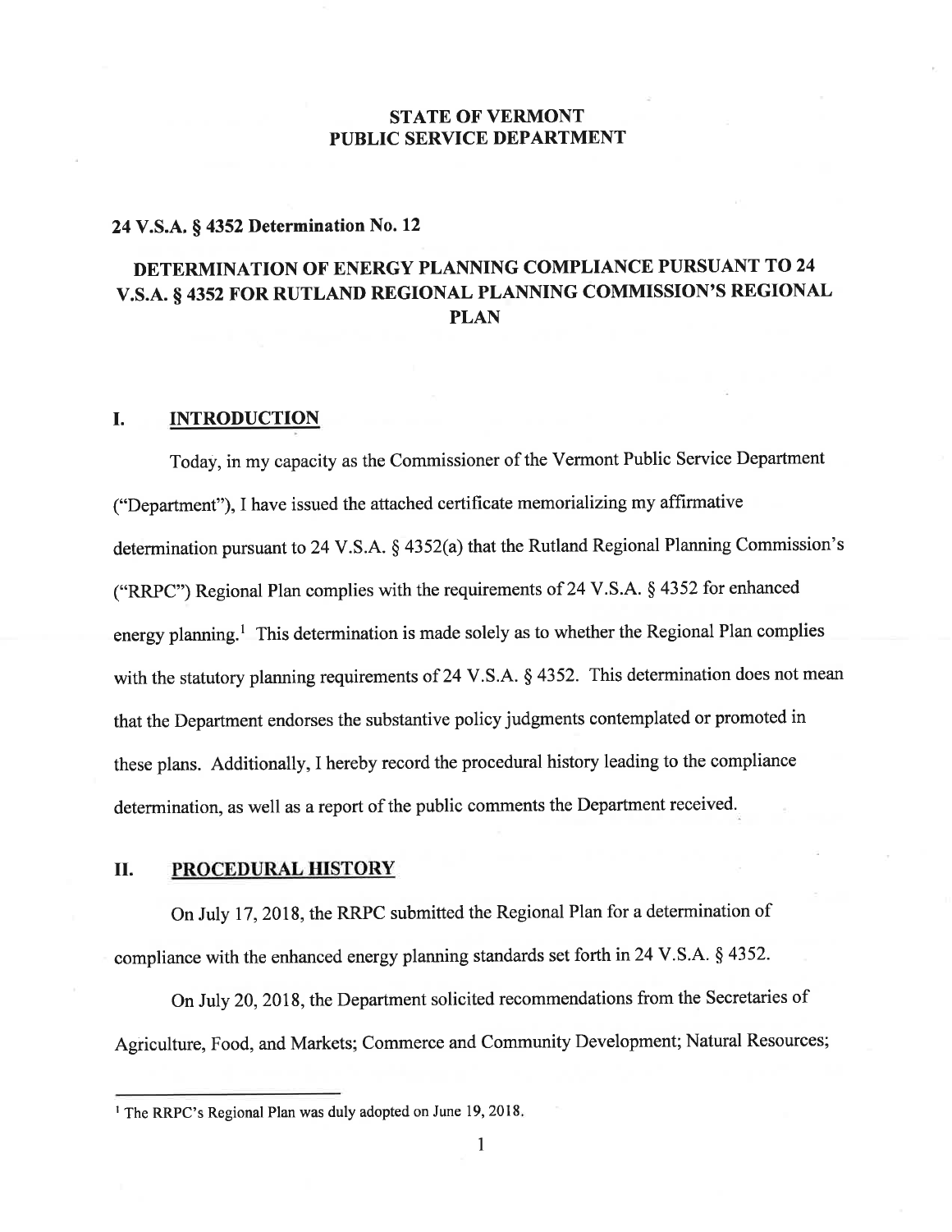# STATE OF VERMONT
# PUBLIC SERVICE DEPARTMENT

**24 V.S.A. § 4352 Determination No. 12**

## DETERMINATION OF ENERGY PLANNING COMPLIANCE PURSUANT TO 24 V.S.A. § 4352 FOR RUTLAND REGIONAL PLANNING COMMISSION'S REGIONAL PLAN

## I. INTRODUCTION

Today, in my capacity as the Commissioner of the Vermont Public Service Department ("Department"), I have issued the attached certificate memorializing my affirmative determination pursuant to 24 V.S.A. § 4352(a) that the Rutland Regional Planning Commission's ("RRPC") Regional Plan complies with the requirements of 24 V.S.A. § 4352 for enhanced energy planning.[1] This determination is made solely as to whether the Regional Plan complies with the statutory planning requirements of 24 V.S.A. § 4352. This determination does not mean that the Department endorses the substantive policy judgments contemplated or promoted in these plans. Additionally, I hereby record the procedural history leading to the compliance determination, as well as a report of the public comments the Department received.

## II. PROCEDURAL HISTORY

On July 17, 2018, the RRPC submitted the Regional Plan for a determination of compliance with the enhanced energy planning standards set forth in 24 V.S.A. § 4352.

On July 20, 2018, the Department solicited recommendations from the Secretaries of Agriculture, Food, and Markets; Commerce and Community Development; Natural Resources;

---

[1] The RRPC's Regional Plan was duly adopted on June 19, 2018.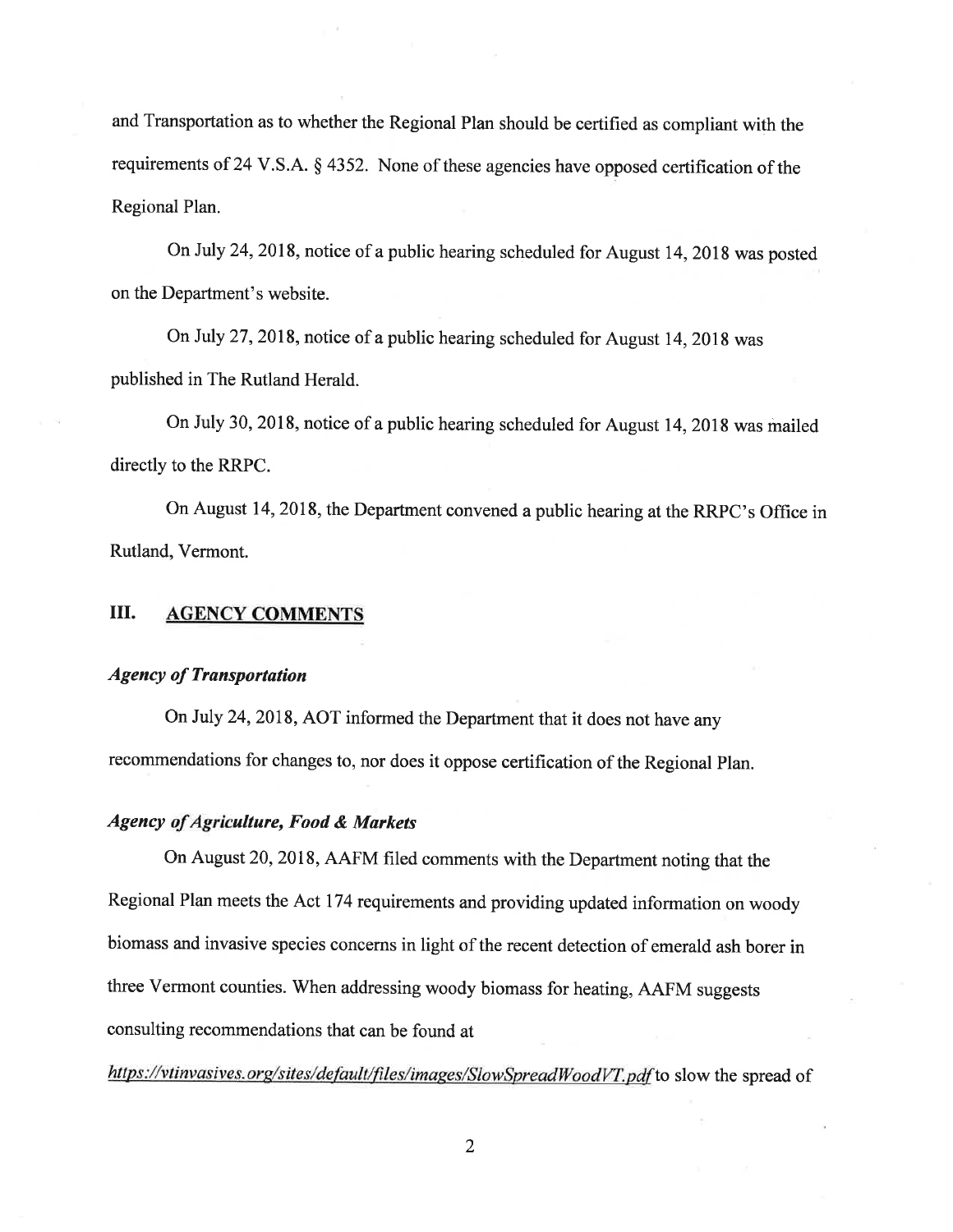and Transportation as to whether the Regional Plan should be certified as compliant with the requirements of 24 V.S.A. § 4352. None of these agencies have opposed certification of the Regional Plan.

On July 24, 2018, notice of a public hearing scheduled for August 14, 2018 was posted on the Department's website.

On July 27, 2018, notice of a public hearing scheduled for August 14, 2018 was published in The Rutland Herald.

On July 30, 2018, notice of a public hearing scheduled for August 14, 2018 was mailed directly to the RRPC.

On August 14, 2018, the Department convened a public hearing at the RRPC's Office in Rutland, Vermont.

## III. AGENCY COMMENTS

### *Agency of Transportation*

On July 24, 2018, AOT informed the Department that it does not have any recommendations for changes to, nor does it oppose certification of the Regional Plan.

### *Agency of Agriculture, Food & Markets*

On August 20, 2018, AAFM filed comments with the Department noting that the Regional Plan meets the Act 174 requirements and providing updated information on woody biomass and invasive species concerns in light of the recent detection of emerald ash borer in three Vermont counties. When addressing woody biomass for heating, AAFM suggests consulting recommendations that can be found at *https://vtinvasives.org/sites/default/files/images/SlowSpreadWoodVT.pdf* to slow the spread of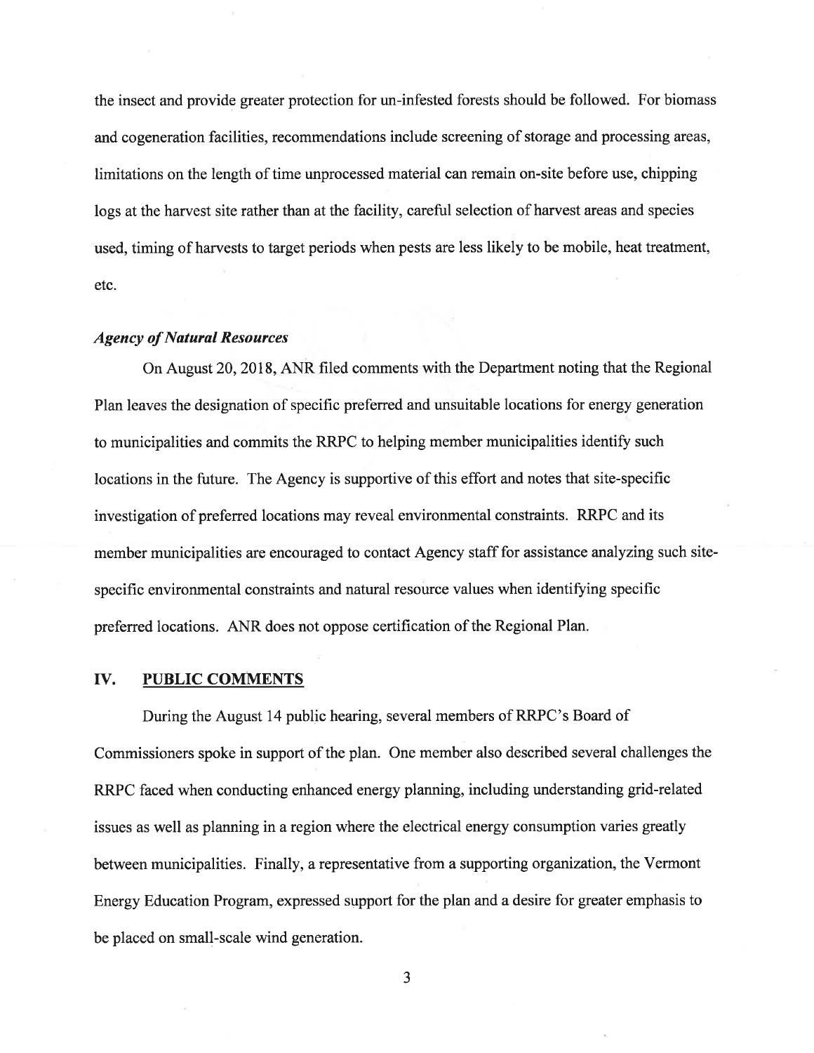the insect and provide greater protection for un-infested forests should be followed. For biomass and cogeneration facilities, recommendations include screening of storage and processing areas, limitations on the length of time unprocessed material can remain on-site before use, chipping logs at the harvest site rather than at the facility, careful selection of harvest areas and species used, timing of harvests to target periods when pests are less likely to be mobile, heat treatment, etc.

***Agency of Natural Resources***

On August 20, 2018, ANR filed comments with the Department noting that the Regional Plan leaves the designation of specific preferred and unsuitable locations for energy generation to municipalities and commits the RRPC to helping member municipalities identify such locations in the future. The Agency is supportive of this effort and notes that site-specific investigation of preferred locations may reveal environmental constraints. RRPC and its member municipalities are encouraged to contact Agency staff for assistance analyzing such site-specific environmental constraints and natural resource values when identifying specific preferred locations. ANR does not oppose certification of the Regional Plan.

## IV. PUBLIC COMMENTS

During the August 14 public hearing, several members of RRPC's Board of Commissioners spoke in support of the plan. One member also described several challenges the RRPC faced when conducting enhanced energy planning, including understanding grid-related issues as well as planning in a region where the electrical energy consumption varies greatly between municipalities. Finally, a representative from a supporting organization, the Vermont Energy Education Program, expressed support for the plan and a desire for greater emphasis to be placed on small-scale wind generation.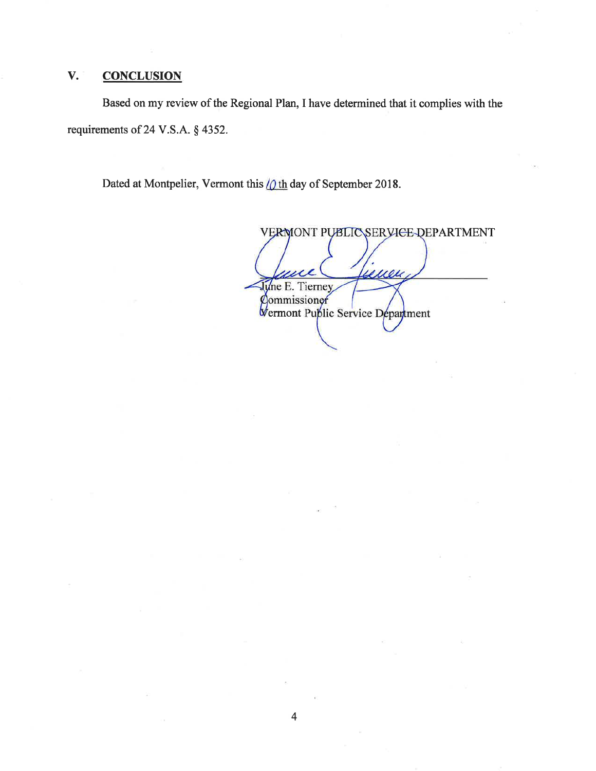## V. CONCLUSION

Based on my review of the Regional Plan, I have determined that it complies with the requirements of 24 V.S.A. § 4352.

Dated at Montpelier, Vermont this 10 th day of September 2018.

VERMONT PUBLIC SERVICE DEPARTMENT

June E. Tierney
Commissioner
Vermont Public Service Department